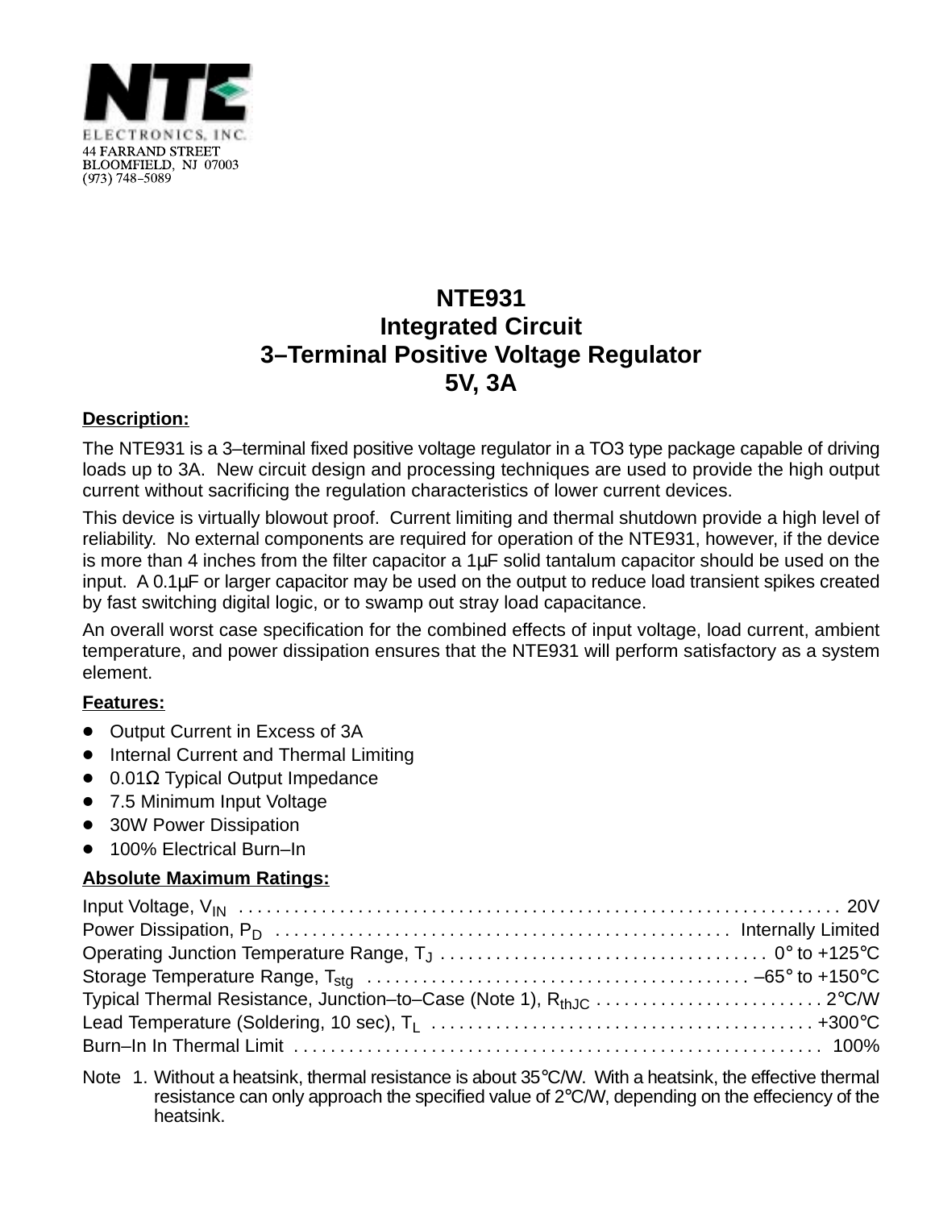NTE ELECTRONICS, INC.
44 FARRAND STREET
BLOOMFIELD, NJ 07003
(973) 748–5089

# NTE931
## Integrated Circuit
## 3–Terminal Positive Voltage Regulator
## 5V, 3A

**Description:**

The NTE931 is a 3–terminal fixed positive voltage regulator in a TO3 type package capable of driving loads up to 3A. New circuit design and processing techniques are used to provide the high output current without sacrificing the regulation characteristics of lower current devices.

This device is virtually blowout proof. Current limiting and thermal shutdown provide a high level of reliability. No external components are required for operation of the NTE931, however, if the device is more than 4 inches from the filter capacitor a 1µF solid tantalum capacitor should be used on the input. A 0.1µF or larger capacitor may be used on the output to reduce load transient spikes created by fast switching digital logic, or to swamp out stray load capacitance.

An overall worst case specification for the combined effects of input voltage, load current, ambient temperature, and power dissipation ensures that the NTE931 will perform satisfactory as a system element.

**Features:**

- Output Current in Excess of 3A
- Internal Current and Thermal Limiting
- 0.01Ω Typical Output Impedance
- 7.5 Minimum Input Voltage
- 30W Power Dissipation
- 100% Electrical Burn–In

**Absolute Maximum Ratings:**

Input Voltage, $V_{IN}$ . . . . . . . . . . . . . . . . . . . . . . . . . . . . . . . . . . . . . . . . . . . . . . . . . . . . . . . . . . . . . . . . 20V
Power Dissipation, $P_D$ . . . . . . . . . . . . . . . . . . . . . . . . . . . . . . . . . . . . . . . . . . . . . . . . . Internally Limited
Operating Junction Temperature Range, $T_J$ . . . . . . . . . . . . . . . . . . . . . . . . . . . . . . . . . . . 0° to +125°C
Storage Temperature Range, $T_{stg}$ . . . . . . . . . . . . . . . . . . . . . . . . . . . . . . . . . . . . . . . . . –65° to +150°C
Typical Thermal Resistance, Junction–to–Case (Note 1), $R_{thJC}$ . . . . . . . . . . . . . . . . . . . . . . . . . 2°C/W
Lead Temperature (Soldering, 10 sec), $T_L$ . . . . . . . . . . . . . . . . . . . . . . . . . . . . . . . . . . . . . . . . . +300°C
Burn–In In Thermal Limit . . . . . . . . . . . . . . . . . . . . . . . . . . . . . . . . . . . . . . . . . . . . . . . . . . . . . . . . 100%

Note 1. Without a heatsink, thermal resistance is about 35°C/W. With a heatsink, the effective thermal resistance can only approach the specified value of 2°C/W, depending on the effeciency of the heatsink.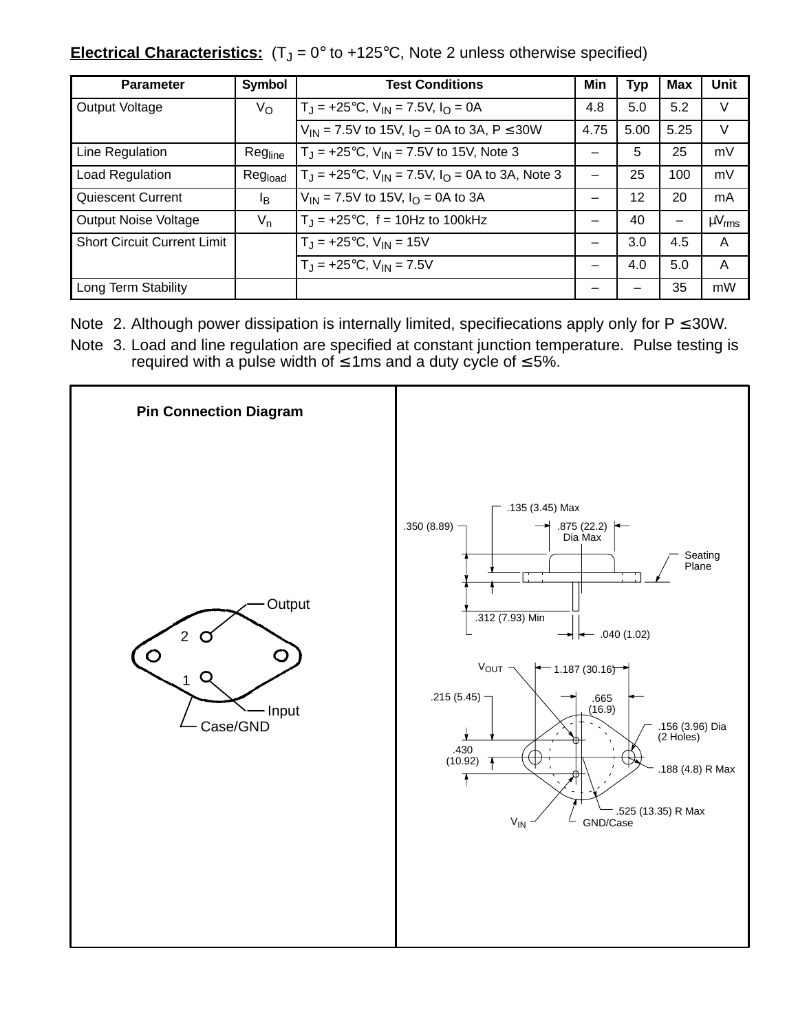**Electrical Characteristics:** ($T_J$ = 0° to +125°C, Note 2 unless otherwise specified)

| Parameter | Symbol | Test Conditions | Min | Typ | Max | Unit |
|---|---|---|---|---|---|---|
| Output Voltage | $V_O$ | $T_J$ = +25°C, $V_{IN}$ = 7.5V, $I_O$ = 0A | 4.8 | 5.0 | 5.2 | V |
| | | $V_{IN}$ = 7.5V to 15V, $I_O$ = 0A to 3A, P ≤ 30W | 4.75 | 5.00 | 5.25 | V |
| Line Regulation | $Reg_{line}$ | $T_J$ = +25°C, $V_{IN}$ = 7.5V to 15V, Note 3 | – | 5 | 25 | mV |
| Load Regulation | $Reg_{load}$ | $T_J$ = +25°C, $V_{IN}$ = 7.5V, $I_O$ = 0A to 3A, Note 3 | – | 25 | 100 | mV |
| Quiescent Current | $I_B$ | $V_{IN}$ = 7.5V to 15V, $I_O$ = 0A to 3A | – | 12 | 20 | mA |
| Output Noise Voltage | $V_n$ | $T_J$ = +25°C, f = 10Hz to 100kHz | – | 40 | – | $\mu V_{rms}$ |
| Short Circuit Current Limit | | $T_J$ = +25°C, $V_{IN}$ = 15V | – | 3.0 | 4.5 | A |
| | | $T_J$ = +25°C, $V_{IN}$ = 7.5V | – | 4.0 | 5.0 | A |
| Long Term Stability | | | – | – | 35 | mW |

Note 2. Although power dissipation is internally limited, specifiecations apply only for P ≤ 30W.

Note 3. Load and line regulation are specified at constant junction temperature. Pulse testing is required with a pulse width of ≤ 1ms and a duty cycle of ≤ 5%.

**Pin Connection Diagram**

Output
2
1
Input
Case/GND

.135 (3.45) Max
.350 (8.89)
.875 (22.2) Dia Max
Seating Plane
.312 (7.93) Min
.040 (1.02)

$V_{OUT}$
1.187 (30.16)
.215 (5.45)
.665 (16.9)
.156 (3.96) Dia (2 Holes)
.430 (10.92)
.188 (4.8) R Max
.525 (13.35) R Max
$V_{IN}$
GND/Case